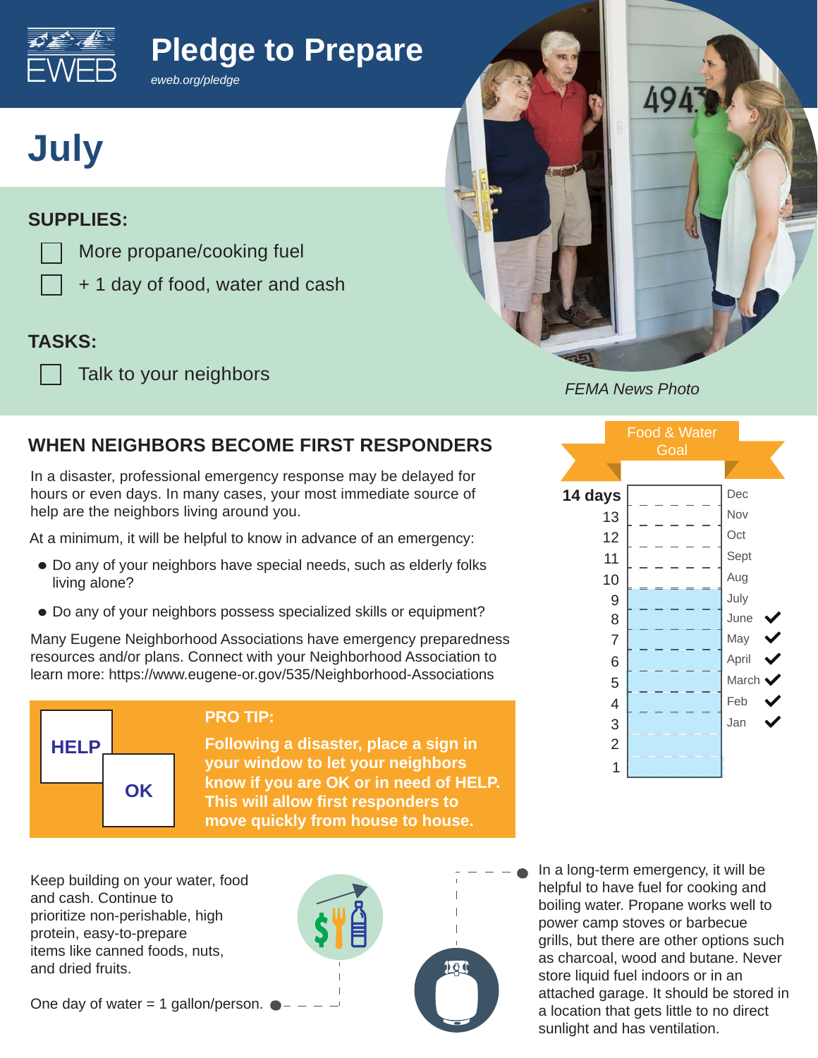# Pledge to Prepare

*eweb.org/pledge*

## July

### SUPPLIES:

- [ ] More propane/cooking fuel
- [ ] + 1 day of food, water and cash

### TASKS:

- [ ] Talk to your neighbors

*FEMA News Photo*

## WHEN NEIGHBORS BECOME FIRST RESPONDERS

In a disaster, professional emergency response may be delayed for hours or even days. In many cases, your most immediate source of help are the neighbors living around you.

At a minimum, it will be helpful to know in advance of an emergency:

- Do any of your neighbors have special needs, such as elderly folks living alone?
- Do any of your neighbors possess specialized skills or equipment?

Many Eugene Neighborhood Associations have emergency preparedness resources and/or plans. Connect with your Neighborhood Association to learn more: https://www.eugene-or.gov/535/Neighborhood-Associations

**Food & Water Goal**

| Days | Month | Done |
|---|---|---|
| 14 days | Dec | |
| 13 | Nov | |
| 12 | Oct | |
| 11 | Sept | |
| 10 | Aug | |
| 9 | July | |
| 8 | June | ✓ |
| 7 | May | ✓ |
| 6 | April | ✓ |
| 5 | March | ✓ |
| 4 | Feb | ✓ |
| 3 | Jan | ✓ |
| 2 | | |
| 1 | | |

HELP

OK

**PRO TIP:**

**Following a disaster, place a sign in your window to let your neighbors know if you are OK or in need of HELP. This will allow first responders to move quickly from house to house.**

Keep building on your water, food and cash. Continue to prioritize non-perishable, high protein, easy-to-prepare items like canned foods, nuts, and dried fruits.

One day of water = 1 gallon/person.

In a long-term emergency, it will be helpful to have fuel for cooking and boiling water. Propane works well to power camp stoves or barbecue grills, but there are other options such as charcoal, wood and butane. Never store liquid fuel indoors or in an attached garage. It should be stored in a location that gets little to no direct sunlight and has ventilation.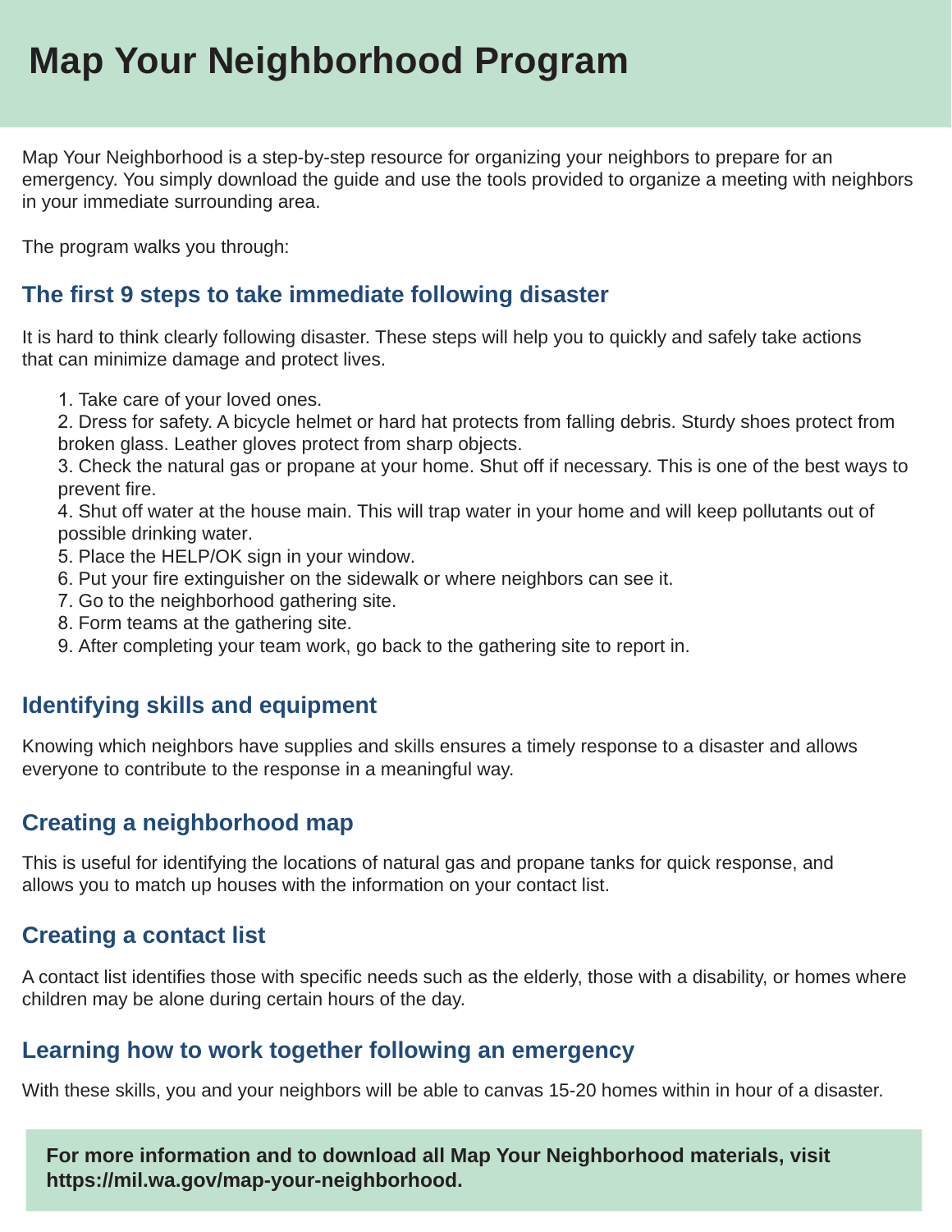# Map Your Neighborhood Program

Map Your Neighborhood is a step-by-step resource for organizing your neighbors to prepare for an emergency. You simply download the guide and use the tools provided to organize a meeting with neighbors in your immediate surrounding area.

The program walks you through:

## The first 9 steps to take immediate following disaster

It is hard to think clearly following disaster. These steps will help you to quickly and safely take actions that can minimize damage and protect lives.

1. Take care of your loved ones.
2. Dress for safety. A bicycle helmet or hard hat protects from falling debris. Sturdy shoes protect from broken glass. Leather gloves protect from sharp objects.
3. Check the natural gas or propane at your home. Shut off if necessary. This is one of the best ways to prevent fire.
4. Shut off water at the house main. This will trap water in your home and will keep pollutants out of possible drinking water.
5. Place the HELP/OK sign in your window.
6. Put your fire extinguisher on the sidewalk or where neighbors can see it.
7. Go to the neighborhood gathering site.
8. Form teams at the gathering site.
9. After completing your team work, go back to the gathering site to report in.

## Identifying skills and equipment

Knowing which neighbors have supplies and skills ensures a timely response to a disaster and allows everyone to contribute to the response in a meaningful way.

## Creating a neighborhood map

This is useful for identifying the locations of natural gas and propane tanks for quick response, and allows you to match up houses with the information on your contact list.

## Creating a contact list

A contact list identifies those with specific needs such as the elderly, those with a disability, or homes where children may be alone during certain hours of the day.

## Learning how to work together following an emergency

With these skills, you and your neighbors will be able to canvas 15-20 homes within in hour of a disaster.

**For more information and to download all Map Your Neighborhood materials, visit https://mil.wa.gov/map-your-neighborhood.**